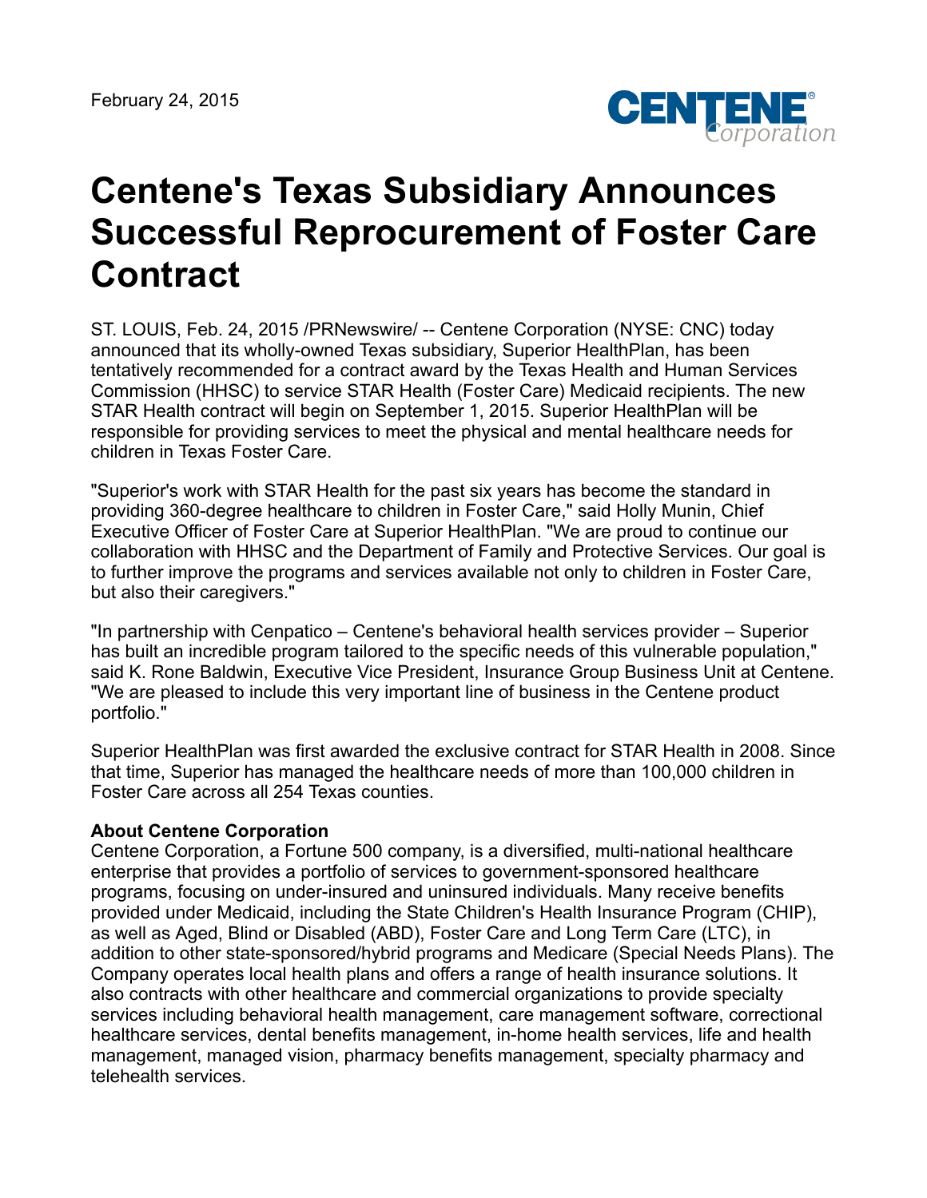February 24, 2015

# Centene's Texas Subsidiary Announces Successful Reprocurement of Foster Care Contract

ST. LOUIS, Feb. 24, 2015 /PRNewswire/ -- Centene Corporation (NYSE: CNC) today announced that its wholly-owned Texas subsidiary, Superior HealthPlan, has been tentatively recommended for a contract award by the Texas Health and Human Services Commission (HHSC) to service STAR Health (Foster Care) Medicaid recipients. The new STAR Health contract will begin on September 1, 2015. Superior HealthPlan will be responsible for providing services to meet the physical and mental healthcare needs for children in Texas Foster Care.

"Superior's work with STAR Health for the past six years has become the standard in providing 360-degree healthcare to children in Foster Care," said Holly Munin, Chief Executive Officer of Foster Care at Superior HealthPlan. "We are proud to continue our collaboration with HHSC and the Department of Family and Protective Services. Our goal is to further improve the programs and services available not only to children in Foster Care, but also their caregivers."

"In partnership with Cenpatico – Centene's behavioral health services provider – Superior has built an incredible program tailored to the specific needs of this vulnerable population," said K. Rone Baldwin, Executive Vice President, Insurance Group Business Unit at Centene. "We are pleased to include this very important line of business in the Centene product portfolio."

Superior HealthPlan was first awarded the exclusive contract for STAR Health in 2008. Since that time, Superior has managed the healthcare needs of more than 100,000 children in Foster Care across all 254 Texas counties.

**About Centene Corporation**

Centene Corporation, a Fortune 500 company, is a diversified, multi-national healthcare enterprise that provides a portfolio of services to government-sponsored healthcare programs, focusing on under-insured and uninsured individuals. Many receive benefits provided under Medicaid, including the State Children's Health Insurance Program (CHIP), as well as Aged, Blind or Disabled (ABD), Foster Care and Long Term Care (LTC), in addition to other state-sponsored/hybrid programs and Medicare (Special Needs Plans). The Company operates local health plans and offers a range of health insurance solutions. It also contracts with other healthcare and commercial organizations to provide specialty services including behavioral health management, care management software, correctional healthcare services, dental benefits management, in-home health services, life and health management, managed vision, pharmacy benefits management, specialty pharmacy and telehealth services.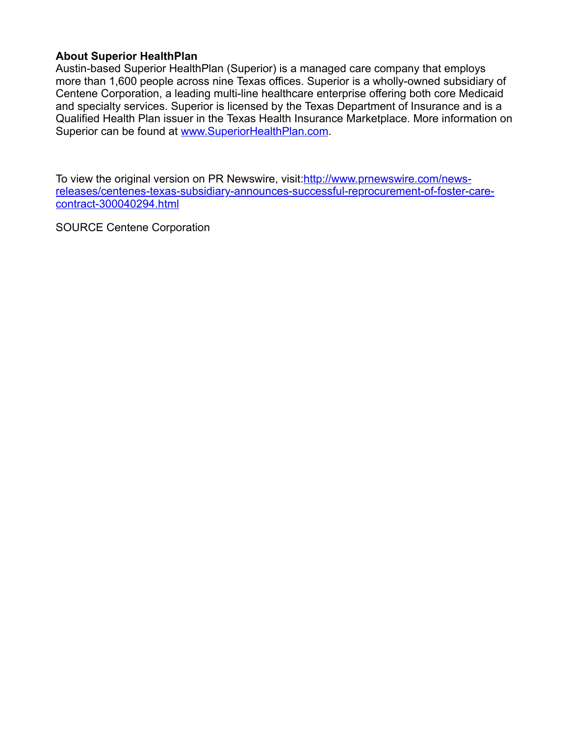**About Superior HealthPlan**
Austin-based Superior HealthPlan (Superior) is a managed care company that employs more than 1,600 people across nine Texas offices. Superior is a wholly-owned subsidiary of Centene Corporation, a leading multi-line healthcare enterprise offering both core Medicaid and specialty services. Superior is licensed by the Texas Department of Insurance and is a Qualified Health Plan issuer in the Texas Health Insurance Marketplace. More information on Superior can be found at [www.SuperiorHealthPlan.com](http://www.SuperiorHealthPlan.com).

To view the original version on PR Newswire, visit:[http://www.prnewswire.com/news-releases/centenes-texas-subsidiary-announces-successful-reprocurement-of-foster-care-contract-300040294.html](http://www.prnewswire.com/news-releases/centenes-texas-subsidiary-announces-successful-reprocurement-of-foster-care-contract-300040294.html)

SOURCE Centene Corporation